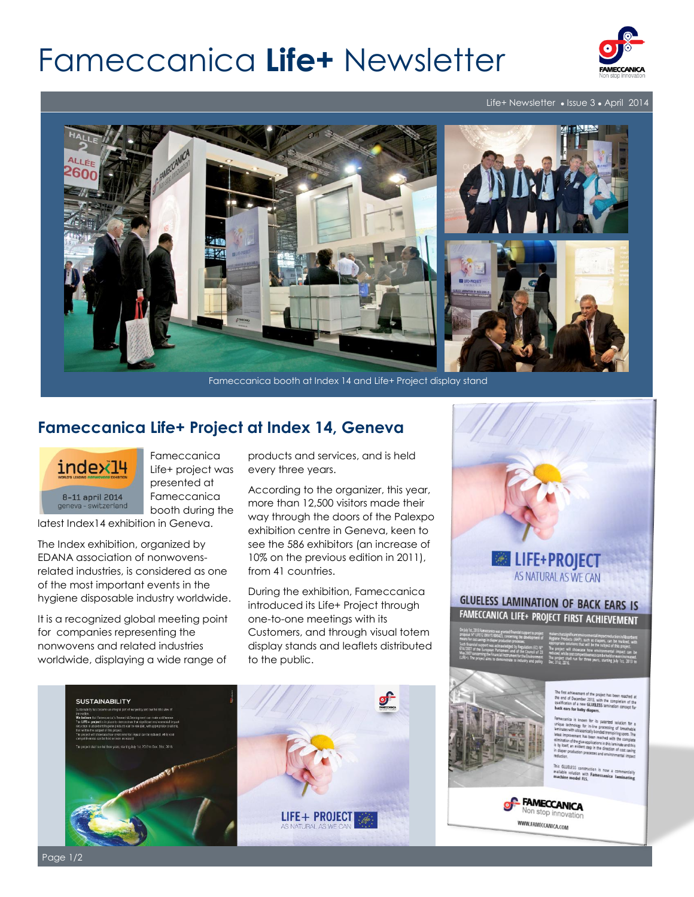# Fameccanica **Life+** Newsletter

Life+ Newsletter • Issue 3 • April 2014

Fameccanica booth at Index 14 and Life+ Project display stand

## Fameccanica Life+ Project at Index 14, Geneva

Fameccanica Life+ project was presented at Fameccanica booth during the latest Index14 exhibition in Geneva.

The Index exhibition, organized by EDANA association of nonwovens-related industries, is considered as one of the most important events in the hygiene disposable industry worldwide.

It is a recognized global meeting point for companies representing the nonwovens and related industries worldwide, displaying a wide range of products and services, and is held every three years.

According to the organizer, this year, more than 12,500 visitors made their way through the doors of the Palexpo exhibition centre in Geneva, keen to see the 586 exhibitors (an increase of 10% on the previous edition in 2011), from 41 countries.

During the exhibition, Fameccanica introduced its Life+ Project through one-to-one meetings with its Customers, and through visual totem display stands and leaflets distributed to the public.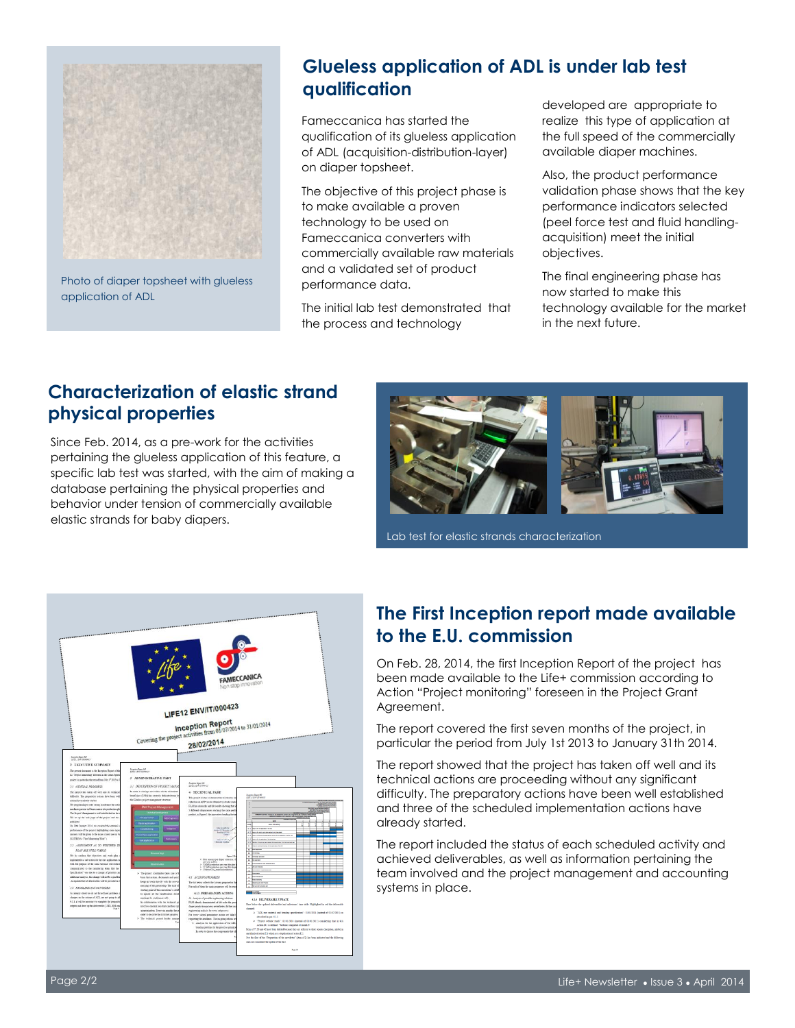Photo of diaper topsheet with glueless application of ADL

## Glueless application of ADL is under lab test qualification

Fameccanica has started the qualification of its glueless application of ADL (acquisition-distribution-layer) on diaper topsheet.

The objective of this project phase is to make available a proven technology to be used on Fameccanica converters with commercially available raw materials and a validated set of product performance data.

The initial lab test demonstrated that the process and technology developed are appropriate to realize this type of application at the full speed of the commercially available diaper machines.

Also, the product performance validation phase shows that the key performance indicators selected (peel force test and fluid handling-acquisition) meet the initial objectives.

The final engineering phase has now started to make this technology available for the market in the next future.

## Characterization of elastic strand physical properties

Since Feb. 2014, as a pre-work for the activities pertaining the glueless application of this feature, a specific lab test was started, with the aim of making a database pertaining the physical properties and behavior under tension of commercially available elastic strands for baby diapers.

Lab test for elastic strands characterization

## The First Inception report made available to the E.U. commission

On Feb. 28, 2014, the first Inception Report of the project has been made available to the Life+ commission according to Action "Project monitoring" foreseen in the Project Grant Agreement.

The report covered the first seven months of the project, in particular the period from July 1st 2013 to January 31th 2014.

The report showed that the project has taken off well and its technical actions are proceeding without any significant difficulty. The preparatory actions have been well established and three of the scheduled implementation actions have already started.

The report included the status of each scheduled activity and achieved deliverables, as well as information pertaining the team involved and the project management and accounting systems in place.